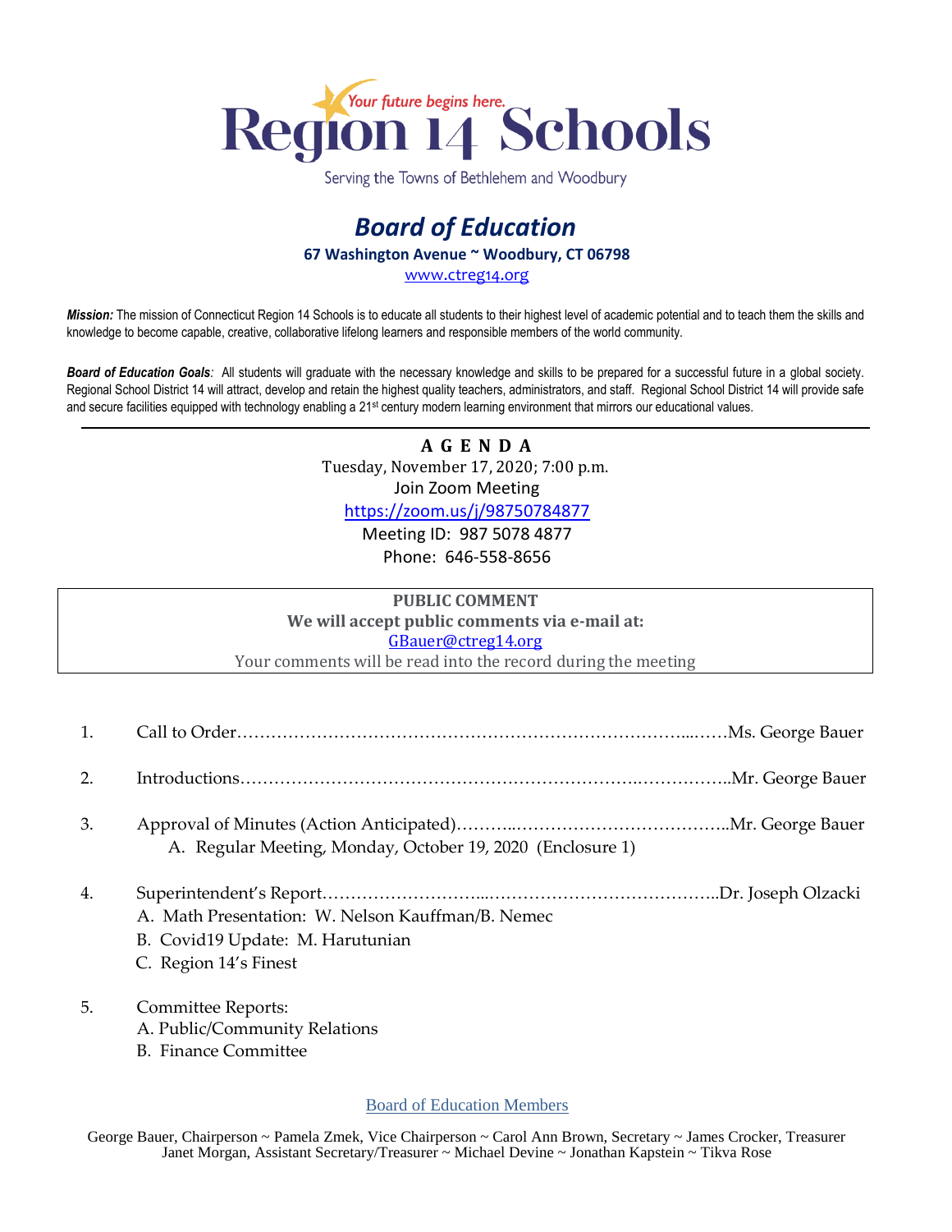# Region 14 Schools

*Your future begins here.*

Serving the Towns of Bethlehem and Woodbury

## *Board of Education*

**67 Washington Avenue ~ Woodbury, CT 06798**

www.ctreg14.org

***Mission:*** The mission of Connecticut Region 14 Schools is to educate all students to their highest level of academic potential and to teach them the skills and knowledge to become capable, creative, collaborative lifelong learners and responsible members of the world community.

***Board of Education Goals:*** All students will graduate with the necessary knowledge and skills to be prepared for a successful future in a global society. Regional School District 14 will attract, develop and retain the highest quality teachers, administrators, and staff. Regional School District 14 will provide safe and secure facilities equipped with technology enabling a 21st century modern learning environment that mirrors our educational values.

---

**A G E N D A**

Tuesday, November 17, 2020; 7:00 p.m.

Join Zoom Meeting

https://zoom.us/j/98750784877

Meeting ID: 987 5078 4877

Phone: 646-558-8656

**PUBLIC COMMENT**

**We will accept public comments via e-mail at:**

GBauer@ctreg14.org

Your comments will be read into the record during the meeting

1. Call to Order……………………………………………………………………...……Ms. George Bauer
2. Introductions…………………………………………………………….……………..Mr. George Bauer
3. Approval of Minutes (Action Anticipated)………..………………………………..Mr. George Bauer
   A. Regular Meeting, Monday, October 19, 2020 (Enclosure 1)
4. Superintendent's Report………………………...…………………………………..Dr. Joseph Olzacki
   A. Math Presentation: W. Nelson Kauffman/B. Nemec
   B. Covid19 Update: M. Harutunian
   C. Region 14's Finest
5. Committee Reports:
   A. Public/Community Relations
   B. Finance Committee

Board of Education Members

George Bauer, Chairperson ~ Pamela Zmek, Vice Chairperson ~ Carol Ann Brown, Secretary ~ James Crocker, Treasurer
Janet Morgan, Assistant Secretary/Treasurer ~ Michael Devine ~ Jonathan Kapstein ~ Tikva Rose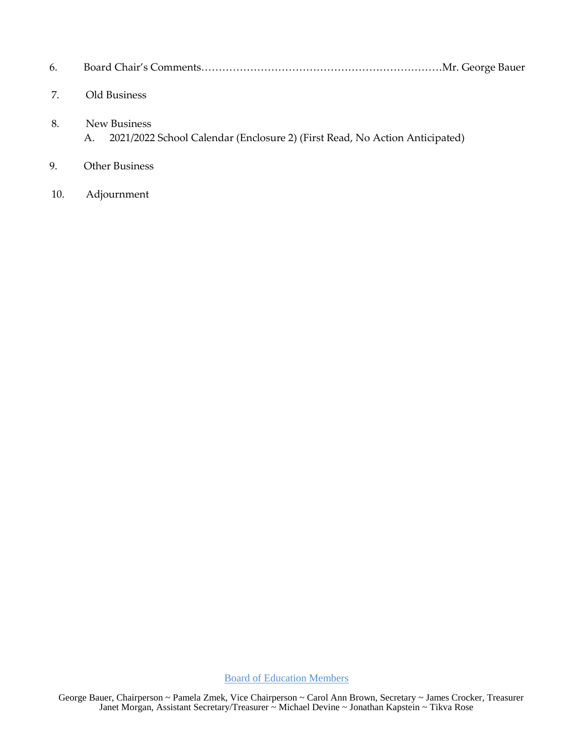6. Board Chair's Comments……………………………………………………………Mr. George Bauer

7. Old Business

8. New Business
   A. 2021/2022 School Calendar (Enclosure 2) (First Read, No Action Anticipated)

9. Other Business

10. Adjournment

Board of Education Members

George Bauer, Chairperson ~ Pamela Zmek, Vice Chairperson ~ Carol Ann Brown, Secretary ~ James Crocker, Treasurer
Janet Morgan, Assistant Secretary/Treasurer ~ Michael Devine ~ Jonathan Kapstein ~ Tikva Rose